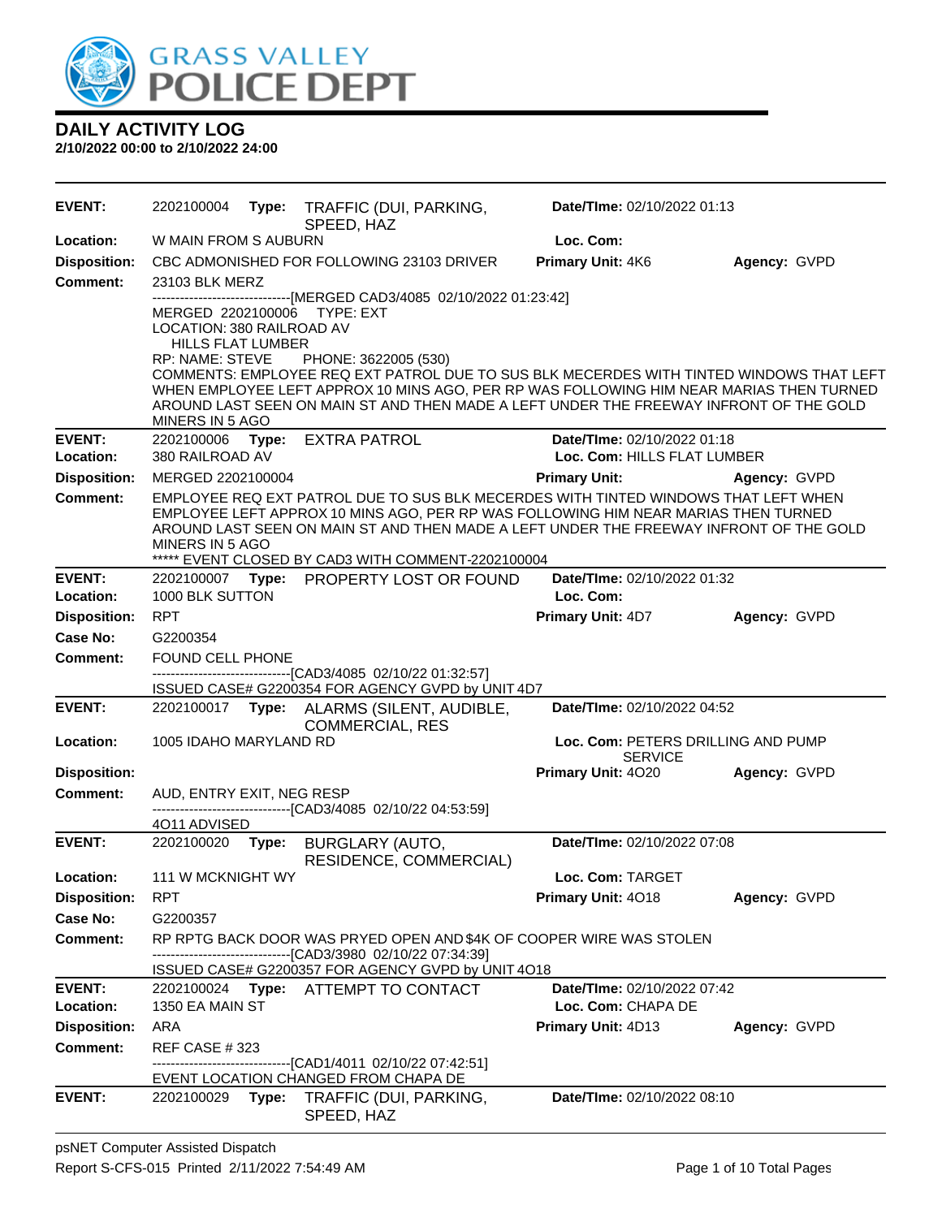GRASS VALLEY POLICE DEPT

# DAILY ACTIVITY LOG

**2/10/2022 00:00 to 2/10/2022 24:00**

| | | | |
|---|---|---|---|
| **EVENT:** | 2202100004 **Type:** TRAFFIC (DUI, PARKING, SPEED, HAZ | **Date/TIme:** 02/10/2022 01:13 | |
| **Location:** | W MAIN FROM S AUBURN | **Loc. Com:** | |
| **Disposition:** | CBC ADMONISHED FOR FOLLOWING 23103 DRIVER | **Primary Unit:** 4K6 | **Agency:** GVPD |
| **Comment:** | 23103 BLK MERZ<br>-------------------------------[MERGED CAD3/4085 02/10/2022 01:23:42]<br>MERGED 2202100006 TYPE: EXT<br>LOCATION: 380 RAILROAD AV<br>HILLS FLAT LUMBER<br>RP: NAME: STEVE PHONE: 3622005 (530)<br>COMMENTS: EMPLOYEE REQ EXT PATROL DUE TO SUS BLK MECERDES WITH TINTED WINDOWS THAT LEFT WHEN EMPLOYEE LEFT APPROX 10 MINS AGO, PER RP WAS FOLLOWING HIM NEAR MARIAS THEN TURNED AROUND LAST SEEN ON MAIN ST AND THEN MADE A LEFT UNDER THE FREEWAY INFRONT OF THE GOLD MINERS IN 5 AGO | | |
| **EVENT:** | 2202100006 **Type:** EXTRA PATROL | **Date/TIme:** 02/10/2022 01:18 | |
| **Location:** | 380 RAILROAD AV | **Loc. Com:** HILLS FLAT LUMBER | |
| **Disposition:** | MERGED 2202100004 | **Primary Unit:** | **Agency:** GVPD |
| **Comment:** | EMPLOYEE REQ EXT PATROL DUE TO SUS BLK MECERDES WITH TINTED WINDOWS THAT LEFT WHEN EMPLOYEE LEFT APPROX 10 MINS AGO, PER RP WAS FOLLOWING HIM NEAR MARIAS THEN TURNED AROUND LAST SEEN ON MAIN ST AND THEN MADE A LEFT UNDER THE FREEWAY INFRONT OF THE GOLD MINERS IN 5 AGO<br>***** EVENT CLOSED BY CAD3 WITH COMMENT-2202100004 | | |
| **EVENT:** | 2202100007 **Type:** PROPERTY LOST OR FOUND | **Date/TIme:** 02/10/2022 01:32 | |
| **Location:** | 1000 BLK SUTTON | **Loc. Com:** | |
| **Disposition:** | RPT | **Primary Unit:** 4D7 | **Agency:** GVPD |
| **Case No:** | G2200354 | | |
| **Comment:** | FOUND CELL PHONE<br>-------------------------------[CAD3/4085 02/10/22 01:32:57]<br>ISSUED CASE# G2200354 FOR AGENCY GVPD by UNIT 4D7 | | |
| **EVENT:** | 2202100017 **Type:** ALARMS (SILENT, AUDIBLE, COMMERCIAL, RES | **Date/TIme:** 02/10/2022 04:52 | |
| **Location:** | 1005 IDAHO MARYLAND RD | **Loc. Com:** PETERS DRILLING AND PUMP SERVICE | |
| **Disposition:** | | **Primary Unit:** 4O20 | **Agency:** GVPD |
| **Comment:** | AUD, ENTRY EXIT, NEG RESP<br>-------------------------------[CAD3/4085 02/10/22 04:53:59]<br>4O11 ADVISED | | |
| **EVENT:** | 2202100020 **Type:** BURGLARY (AUTO, RESIDENCE, COMMERCIAL) | **Date/TIme:** 02/10/2022 07:08 | |
| **Location:** | 111 W MCKNIGHT WY | **Loc. Com:** TARGET | |
| **Disposition:** | RPT | **Primary Unit:** 4O18 | **Agency:** GVPD |
| **Case No:** | G2200357 | | |
| **Comment:** | RP RPTG BACK DOOR WAS PRYED OPEN AND $4K OF COOPER WIRE WAS STOLEN<br>-------------------------------[CAD3/3980 02/10/22 07:34:39]<br>ISSUED CASE# G2200357 FOR AGENCY GVPD by UNIT 4O18 | | |
| **EVENT:** | 2202100024 **Type:** ATTEMPT TO CONTACT | **Date/TIme:** 02/10/2022 07:42 | |
| **Location:** | 1350 EA MAIN ST | **Loc. Com:** CHAPA DE | |
| **Disposition:** | ARA | **Primary Unit:** 4D13 | **Agency:** GVPD |
| **Comment:** | REF CASE # 323<br>-------------------------------[CAD1/4011 02/10/22 07:42:51]<br>EVENT LOCATION CHANGED FROM CHAPA DE | | |
| **EVENT:** | 2202100029 **Type:** TRAFFIC (DUI, PARKING, SPEED, HAZ | **Date/TIme:** 02/10/2022 08:10 | |

psNET Computer Assisted Dispatch
Report S-CFS-015 Printed 2/11/2022 7:54:49 AM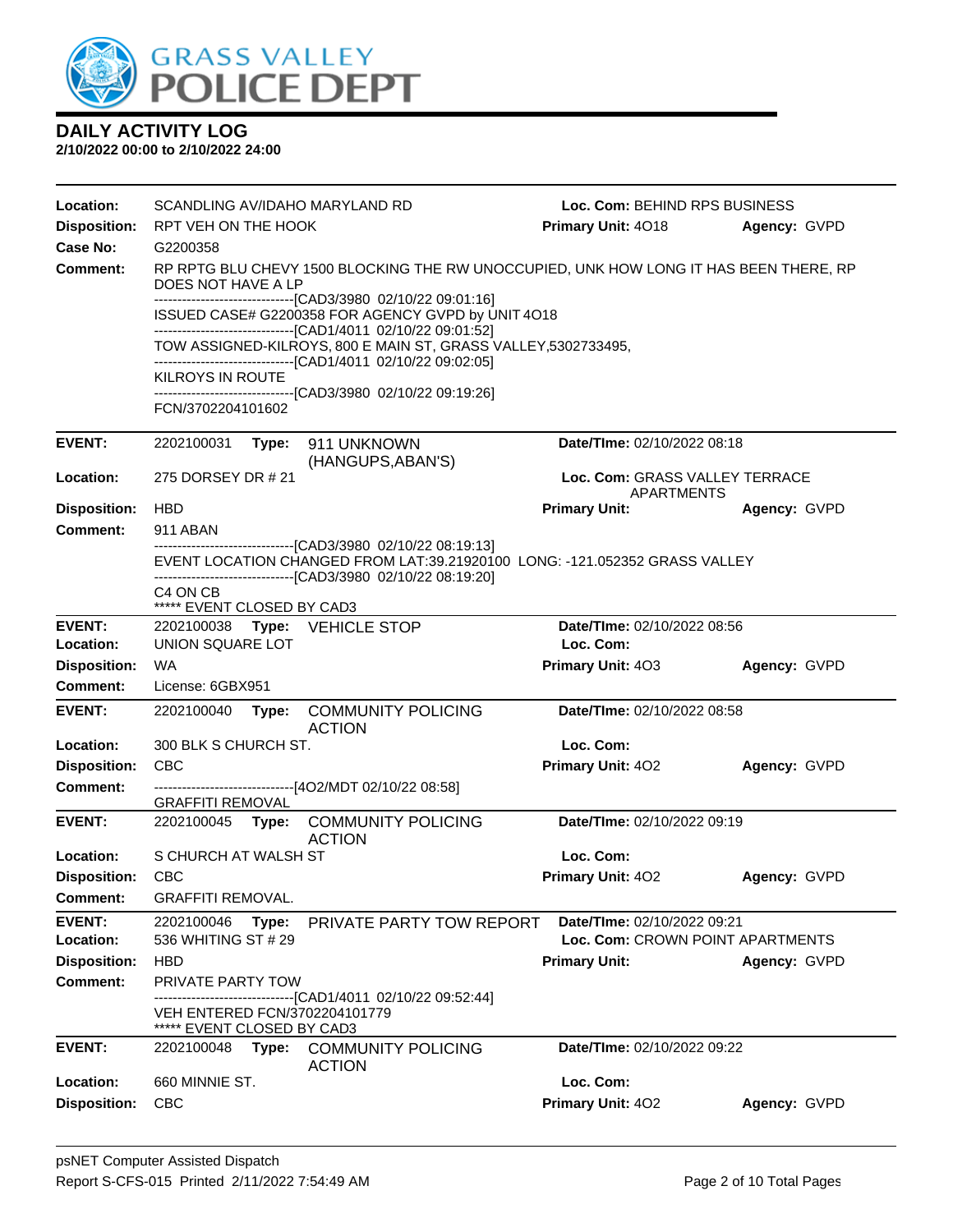# DAILY ACTIVITY LOG

**2/10/2022 00:00 to 2/10/2022 24:00**

**Location:** SCANDLING AV/IDAHO MARYLAND RD **Loc. Com:** BEHIND RPS BUSINESS
**Disposition:** RPT VEH ON THE HOOK **Primary Unit:** 4O18 **Agency:** GVPD
**Case No:** G2200358
**Comment:** RP RPTG BLU CHEVY 1500 BLOCKING THE RW UNOCCUPIED, UNK HOW LONG IT HAS BEEN THERE, RP DOES NOT HAVE A LP
------------------------------[CAD3/3980 02/10/22 09:01:16]
ISSUED CASE# G2200358 FOR AGENCY GVPD by UNIT 4O18
------------------------------[CAD1/4011 02/10/22 09:01:52]
TOW ASSIGNED-KILROYS, 800 E MAIN ST, GRASS VALLEY,5302733495,
------------------------------[CAD1/4011 02/10/22 09:02:05]
KILROYS IN ROUTE
------------------------------[CAD3/3980 02/10/22 09:19:26]
FCN/3702204101602

---

**EVENT:** 2202100031 **Type:** 911 UNKNOWN (HANGUPS,ABAN'S) **Date/TIme:** 02/10/2022 08:18
**Location:** 275 DORSEY DR # 21 **Loc. Com:** GRASS VALLEY TERRACE APARTMENTS
**Disposition:** HBD **Primary Unit:** **Agency:** GVPD
**Comment:** 911 ABAN
------------------------------[CAD3/3980 02/10/22 08:19:13]
EVENT LOCATION CHANGED FROM LAT:39.21920100 LONG: -121.052352 GRASS VALLEY
------------------------------[CAD3/3980 02/10/22 08:19:20]
C4 ON CB
***** EVENT CLOSED BY CAD3

---

**EVENT:** 2202100038 **Type:** VEHICLE STOP **Date/TIme:** 02/10/2022 08:56
**Location:** UNION SQUARE LOT **Loc. Com:**
**Disposition:** WA **Primary Unit:** 4O3 **Agency:** GVPD
**Comment:** License: 6GBX951

---

**EVENT:** 2202100040 **Type:** COMMUNITY POLICING ACTION **Date/TIme:** 02/10/2022 08:58
**Location:** 300 BLK S CHURCH ST. **Loc. Com:**
**Disposition:** CBC **Primary Unit:** 4O2 **Agency:** GVPD
**Comment:** ------------------------------[4O2/MDT 02/10/22 08:58]
GRAFFITI REMOVAL

---

**EVENT:** 2202100045 **Type:** COMMUNITY POLICING ACTION **Date/TIme:** 02/10/2022 09:19
**Location:** S CHURCH AT WALSH ST **Loc. Com:**
**Disposition:** CBC **Primary Unit:** 4O2 **Agency:** GVPD
**Comment:** GRAFFITI REMOVAL.

---

**EVENT:** 2202100046 **Type:** PRIVATE PARTY TOW REPORT **Date/TIme:** 02/10/2022 09:21
**Location:** 536 WHITING ST # 29 **Loc. Com:** CROWN POINT APARTMENTS
**Disposition:** HBD **Primary Unit:** **Agency:** GVPD
**Comment:** PRIVATE PARTY TOW
------------------------------[CAD1/4011 02/10/22 09:52:44]
VEH ENTERED FCN/3702204101779
***** EVENT CLOSED BY CAD3

---

**EVENT:** 2202100048 **Type:** COMMUNITY POLICING ACTION **Date/TIme:** 02/10/2022 09:22
**Location:** 660 MINNIE ST. **Loc. Com:**
**Disposition:** CBC **Primary Unit:** 4O2 **Agency:** GVPD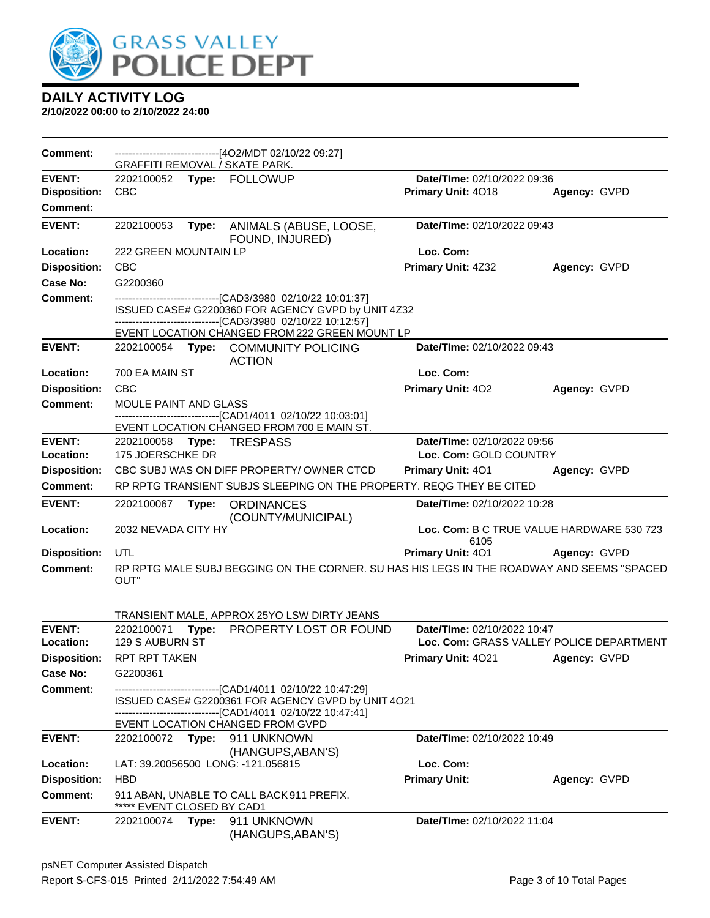# GRASS VALLEY POLICE DEPT

## DAILY ACTIVITY LOG

**2/10/2022 00:00 to 2/10/2022 24:00**

**Comment:** ------------------------------[4O2/MDT 02/10/22 09:27]
GRAFFITI REMOVAL / SKATE PARK.

---

**EVENT:** 2202100052 **Type:** FOLLOWUP **Date/TIme:** 02/10/2022 09:36
**Disposition:** CBC **Primary Unit:** 4O18 **Agency:** GVPD
**Comment:**

---

**EVENT:** 2202100053 **Type:** ANIMALS (ABUSE, LOOSE, FOUND, INJURED) **Date/TIme:** 02/10/2022 09:43
**Location:** 222 GREEN MOUNTAIN LP **Loc. Com:**
**Disposition:** CBC **Primary Unit:** 4Z32 **Agency:** GVPD
**Case No:** G2200360
**Comment:** ------------------------------[CAD3/3980 02/10/22 10:01:37]
ISSUED CASE# G2200360 FOR AGENCY GVPD by UNIT 4Z32
------------------------------[CAD3/3980 02/10/22 10:12:57]
EVENT LOCATION CHANGED FROM 222 GREEN MOUNT LP

---

**EVENT:** 2202100054 **Type:** COMMUNITY POLICING ACTION **Date/TIme:** 02/10/2022 09:43
**Location:** 700 EA MAIN ST **Loc. Com:**
**Disposition:** CBC **Primary Unit:** 4O2 **Agency:** GVPD
**Comment:** MOULE PAINT AND GLASS
------------------------------[CAD1/4011 02/10/22 10:03:01]
EVENT LOCATION CHANGED FROM 700 E MAIN ST.

---

**EVENT:** 2202100058 **Type:** TRESPASS **Date/TIme:** 02/10/2022 09:56
**Location:** 175 JOERSCHKE DR **Loc. Com:** GOLD COUNTRY
**Disposition:** CBC SUBJ WAS ON DIFF PROPERTY/ OWNER CTCD **Primary Unit:** 4O1 **Agency:** GVPD
**Comment:** RP RPTG TRANSIENT SUBJS SLEEPING ON THE PROPERTY. REQG THEY BE CITED

---

**EVENT:** 2202100067 **Type:** ORDINANCES (COUNTY/MUNICIPAL) **Date/TIme:** 02/10/2022 10:28
**Location:** 2032 NEVADA CITY HY **Loc. Com:** B C TRUE VALUE HARDWARE 530 723 6105
**Disposition:** UTL **Primary Unit:** 4O1 **Agency:** GVPD
**Comment:** RP RPTG MALE SUBJ BEGGING ON THE CORNER. SU HAS HIS LEGS IN THE ROADWAY AND SEEMS "SPACED OUT"

TRANSIENT MALE, APPROX 25YO LSW DIRTY JEANS

---

**EVENT:** 2202100071 **Type:** PROPERTY LOST OR FOUND **Date/TIme:** 02/10/2022 10:47
**Location:** 129 S AUBURN ST **Loc. Com:** GRASS VALLEY POLICE DEPARTMENT
**Disposition:** RPT RPT TAKEN **Primary Unit:** 4O21 **Agency:** GVPD
**Case No:** G2200361
**Comment:** ------------------------------[CAD1/4011 02/10/22 10:47:29]
ISSUED CASE# G2200361 FOR AGENCY GVPD by UNIT 4O21
------------------------------[CAD1/4011 02/10/22 10:47:41]
EVENT LOCATION CHANGED FROM GVPD

---

**EVENT:** 2202100072 **Type:** 911 UNKNOWN (HANGUPS,ABAN'S) **Date/TIme:** 02/10/2022 10:49
**Location:** LAT: 39.20056500 LONG: -121.056815 **Loc. Com:**
**Disposition:** HBD **Primary Unit:** **Agency:** GVPD
**Comment:** 911 ABAN, UNABLE TO CALL BACK 911 PREFIX.
***** EVENT CLOSED BY CAD1

---

**EVENT:** 2202100074 **Type:** 911 UNKNOWN (HANGUPS,ABAN'S) **Date/TIme:** 02/10/2022 11:04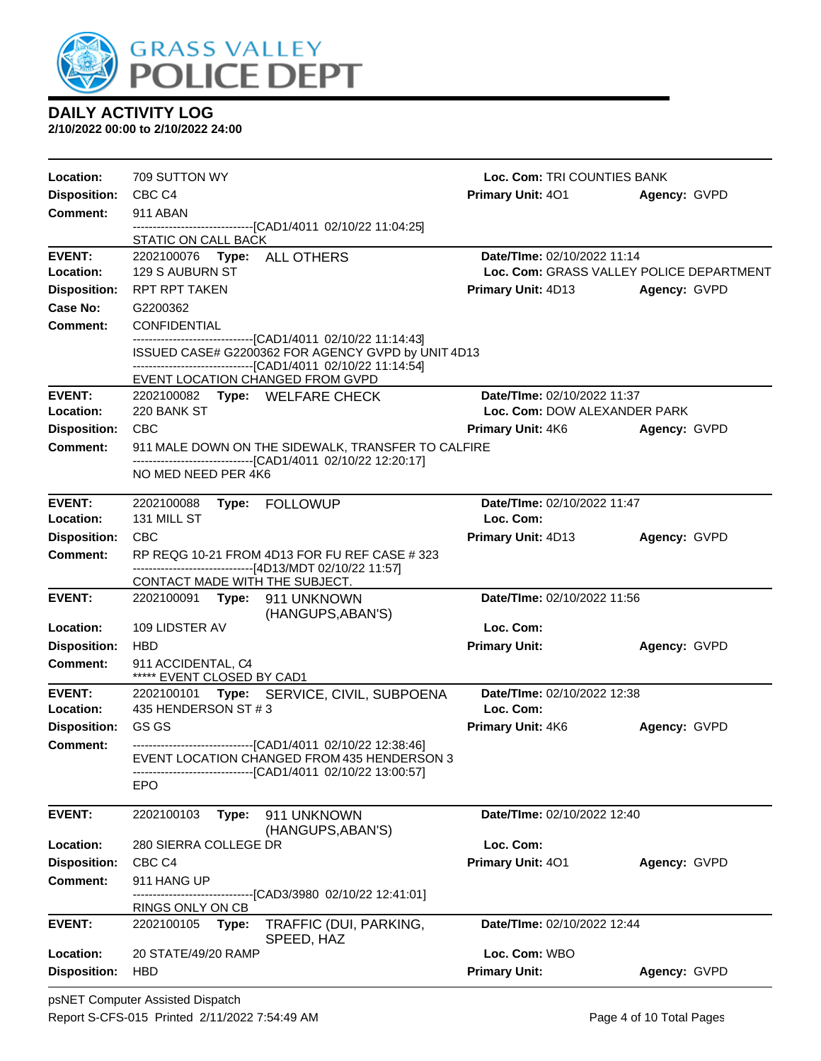# GRASS VALLEY POLICE DEPT

## DAILY ACTIVITY LOG

**2/10/2022 00:00 to 2/10/2022 24:00**

**Location:** 709 SUTTON WY — **Loc. Com:** TRI COUNTIES BANK
**Disposition:** CBC C4 — **Primary Unit:** 4O1 — **Agency:** GVPD
**Comment:** 911 ABAN
------------------------------[CAD1/4011 02/10/22 11:04:25]
STATIC ON CALL BACK

---

**EVENT:** 2202100076 **Type:** ALL OTHERS — **Date/TIme:** 02/10/2022 11:14
**Location:** 129 S AUBURN ST — **Loc. Com:** GRASS VALLEY POLICE DEPARTMENT
**Disposition:** RPT RPT TAKEN — **Primary Unit:** 4D13 — **Agency:** GVPD
**Case No:** G2200362
**Comment:** CONFIDENTIAL
------------------------------[CAD1/4011 02/10/22 11:14:43]
ISSUED CASE# G2200362 FOR AGENCY GVPD by UNIT 4D13
------------------------------[CAD1/4011 02/10/22 11:14:54]
EVENT LOCATION CHANGED FROM GVPD

---

**EVENT:** 2202100082 **Type:** WELFARE CHECK — **Date/TIme:** 02/10/2022 11:37
**Location:** 220 BANK ST — **Loc. Com:** DOW ALEXANDER PARK
**Disposition:** CBC — **Primary Unit:** 4K6 — **Agency:** GVPD
**Comment:** 911 MALE DOWN ON THE SIDEWALK, TRANSFER TO CALFIRE
------------------------------[CAD1/4011 02/10/22 12:20:17]
NO MED NEED PER 4K6

---

**EVENT:** 2202100088 **Type:** FOLLOWUP — **Date/TIme:** 02/10/2022 11:47
**Location:** 131 MILL ST — **Loc. Com:**
**Disposition:** CBC — **Primary Unit:** 4D13 — **Agency:** GVPD
**Comment:** RP REQG 10-21 FROM 4D13 FOR FU REF CASE # 323
------------------------------[4D13/MDT 02/10/22 11:57]
CONTACT MADE WITH THE SUBJECT.

---

**EVENT:** 2202100091 **Type:** 911 UNKNOWN (HANGUPS,ABAN'S) — **Date/TIme:** 02/10/2022 11:56
**Location:** 109 LIDSTER AV — **Loc. Com:**
**Disposition:** HBD — **Primary Unit:** — **Agency:** GVPD
**Comment:** 911 ACCIDENTAL, C4
***** EVENT CLOSED BY CAD1

---

**EVENT:** 2202100101 **Type:** SERVICE, CIVIL, SUBPOENA — **Date/TIme:** 02/10/2022 12:38
**Location:** 435 HENDERSON ST # 3 — **Loc. Com:**
**Disposition:** GS GS — **Primary Unit:** 4K6 — **Agency:** GVPD
**Comment:** ------------------------------[CAD1/4011 02/10/22 12:38:46]
EVENT LOCATION CHANGED FROM 435 HENDERSON 3
------------------------------[CAD1/4011 02/10/22 13:00:57]
EPO

---

**EVENT:** 2202100103 **Type:** 911 UNKNOWN (HANGUPS,ABAN'S) — **Date/TIme:** 02/10/2022 12:40
**Location:** 280 SIERRA COLLEGE DR — **Loc. Com:**
**Disposition:** CBC C4 — **Primary Unit:** 4O1 — **Agency:** GVPD
**Comment:** 911 HANG UP
------------------------------[CAD3/3980 02/10/22 12:41:01]
RINGS ONLY ON CB

---

**EVENT:** 2202100105 **Type:** TRAFFIC (DUI, PARKING, SPEED, HAZ — **Date/TIme:** 02/10/2022 12:44
**Location:** 20 STATE/49/20 RAMP — **Loc. Com:** WBO
**Disposition:** HBD — **Primary Unit:** — **Agency:** GVPD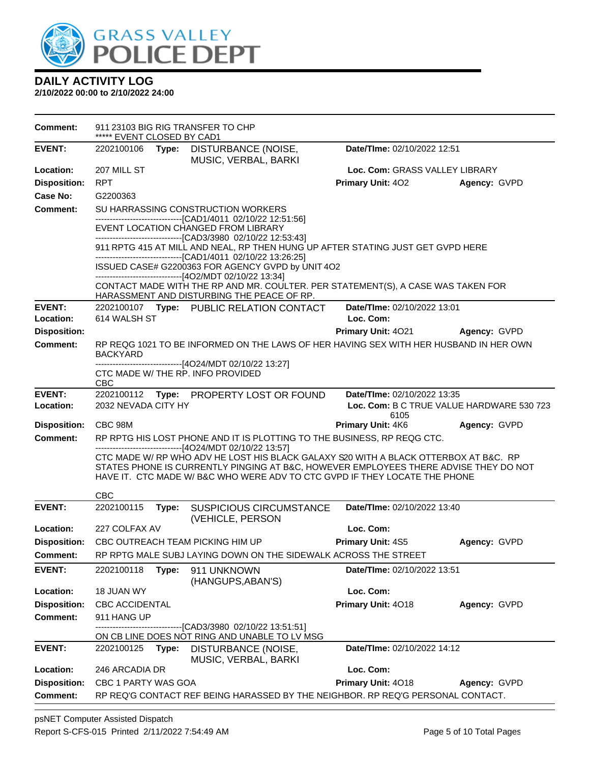# DAILY ACTIVITY LOG

**2/10/2022 00:00 to 2/10/2022 24:00**

**Comment:** 911 23103 BIG RIG TRANSFER TO CHP
***** EVENT CLOSED BY CAD1

---

**EVENT:** 2202100106 **Type:** DISTURBANCE (NOISE, MUSIC, VERBAL, BARKI **Date/TIme:** 02/10/2022 12:51
**Location:** 207 MILL ST **Loc. Com:** GRASS VALLEY LIBRARY
**Disposition:** RPT **Primary Unit:** 4O2 **Agency:** GVPD
**Case No:** G2200363
**Comment:** SU HARRASSING CONSTRUCTION WORKERS
------------------------------[CAD1/4011 02/10/22 12:51:56]
EVENT LOCATION CHANGED FROM LIBRARY
------------------------------[CAD3/3980 02/10/22 12:53:43]
911 RPTG 415 AT MILL AND NEAL, RP THEN HUNG UP AFTER STATING JUST GET GVPD HERE
------------------------------[CAD1/4011 02/10/22 13:26:25]
ISSUED CASE# G2200363 FOR AGENCY GVPD by UNIT 4O2
------------------------------[4O2/MDT 02/10/22 13:34]
CONTACT MADE WITH THE RP AND MR. COULTER. PER STATEMENT(S), A CASE WAS TAKEN FOR HARASSMENT AND DISTURBING THE PEACE OF RP.

---

**EVENT:** 2202100107 **Type:** PUBLIC RELATION CONTACT **Date/TIme:** 02/10/2022 13:01
**Location:** 614 WALSH ST **Loc. Com:**
**Disposition:** **Primary Unit:** 4O21 **Agency:** GVPD
**Comment:** RP REQG 1021 TO BE INFORMED ON THE LAWS OF HER HAVING SEX WITH HER HUSBAND IN HER OWN BACKYARD
------------------------------[4O24/MDT 02/10/22 13:27]
CTC MADE W/ THE RP. INFO PROVIDED
CBC

---

**EVENT:** 2202100112 **Type:** PROPERTY LOST OR FOUND **Date/TIme:** 02/10/2022 13:35
**Location:** 2032 NEVADA CITY HY **Loc. Com:** B C TRUE VALUE HARDWARE 530 723 6105
**Disposition:** CBC 98M **Primary Unit:** 4K6 **Agency:** GVPD
**Comment:** RP RPTG HIS LOST PHONE AND IT IS PLOTTING TO THE BUSINESS, RP REQG CTC.
------------------------------[4O24/MDT 02/10/22 13:57]
CTC MADE W/ RP WHO ADV HE LOST HIS BLACK GALAXY S20 WITH A BLACK OTTERBOX AT B&C. RP STATES PHONE IS CURRENTLY PINGING AT B&C, HOWEVER EMPLOYEES THERE ADVISE THEY DO NOT HAVE IT. CTC MADE W/ B&C WHO WERE ADV TO CTC GVPD IF THEY LOCATE THE PHONE

CBC

---

**EVENT:** 2202100115 **Type:** SUSPICIOUS CIRCUMSTANCE (VEHICLE, PERSON **Date/TIme:** 02/10/2022 13:40
**Location:** 227 COLFAX AV **Loc. Com:**
**Disposition:** CBC OUTREACH TEAM PICKING HIM UP **Primary Unit:** 4S5 **Agency:** GVPD
**Comment:** RP RPTG MALE SUBJ LAYING DOWN ON THE SIDEWALK ACROSS THE STREET

---

**EVENT:** 2202100118 **Type:** 911 UNKNOWN (HANGUPS,ABAN'S) **Date/TIme:** 02/10/2022 13:51
**Location:** 18 JUAN WY **Loc. Com:**
**Disposition:** CBC ACCIDENTAL **Primary Unit:** 4O18 **Agency:** GVPD
**Comment:** 911 HANG UP
------------------------------[CAD3/3980 02/10/22 13:51:51]
ON CB LINE DOES NOT RING AND UNABLE TO LV MSG

---

**EVENT:** 2202100125 **Type:** DISTURBANCE (NOISE, MUSIC, VERBAL, BARKI **Date/TIme:** 02/10/2022 14:12
**Location:** 246 ARCADIA DR **Loc. Com:**
**Disposition:** CBC 1 PARTY WAS GOA **Primary Unit:** 4O18 **Agency:** GVPD
**Comment:** RP REQ'G CONTACT REF BEING HARASSED BY THE NEIGHBOR. RP REQ'G PERSONAL CONTACT.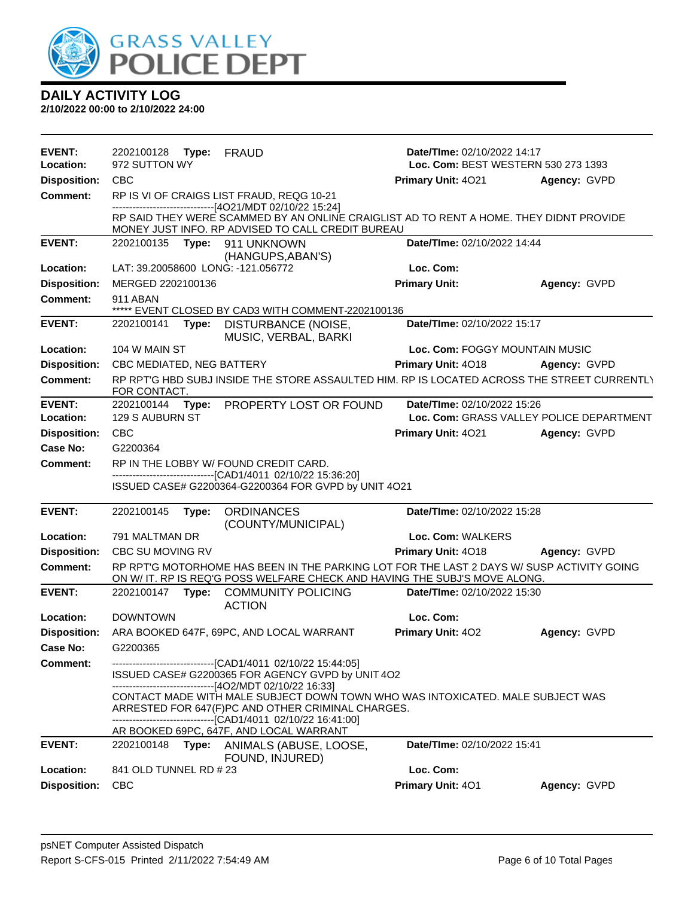GRASS VALLEY POLICE DEPT

# DAILY ACTIVITY LOG

**2/10/2022 00:00 to 2/10/2022 24:00**

---

**EVENT:** 2202100128 **Type:** FRAUD **Date/TIme:** 02/10/2022 14:17
**Location:** 972 SUTTON WY **Loc. Com:** BEST WESTERN 530 273 1393
**Disposition:** CBC **Primary Unit:** 4O21 **Agency:** GVPD
**Comment:** RP IS VI OF CRAIGS LIST FRAUD, REQG 10-21
------------------------------[4O21/MDT 02/10/22 15:24]
RP SAID THEY WERE SCAMMED BY AN ONLINE CRAIGLIST AD TO RENT A HOME. THEY DIDNT PROVIDE MONEY JUST INFO. RP ADVISED TO CALL CREDIT BUREAU

---

**EVENT:** 2202100135 **Type:** 911 UNKNOWN (HANGUPS,ABAN'S) **Date/TIme:** 02/10/2022 14:44
**Location:** LAT: 39.20058600 LONG: -121.056772 **Loc. Com:**
**Disposition:** MERGED 2202100136 **Primary Unit:** **Agency:** GVPD
**Comment:** 911 ABAN
***** EVENT CLOSED BY CAD3 WITH COMMENT-2202100136

---

**EVENT:** 2202100141 **Type:** DISTURBANCE (NOISE, MUSIC, VERBAL, BARKI **Date/TIme:** 02/10/2022 15:17
**Location:** 104 W MAIN ST **Loc. Com:** FOGGY MOUNTAIN MUSIC
**Disposition:** CBC MEDIATED, NEG BATTERY **Primary Unit:** 4O18 **Agency:** GVPD
**Comment:** RP RPT'G HBD SUBJ INSIDE THE STORE ASSAULTED HIM. RP IS LOCATED ACROSS THE STREET CURRENTLY FOR CONTACT.

---

**EVENT:** 2202100144 **Type:** PROPERTY LOST OR FOUND **Date/TIme:** 02/10/2022 15:26
**Location:** 129 S AUBURN ST **Loc. Com:** GRASS VALLEY POLICE DEPARTMENT
**Disposition:** CBC **Primary Unit:** 4O21 **Agency:** GVPD
**Case No:** G2200364
**Comment:** RP IN THE LOBBY W/ FOUND CREDIT CARD.
------------------------------[CAD1/4011 02/10/22 15:36:20]
ISSUED CASE# G2200364-G2200364 FOR GVPD by UNIT 4O21

---

**EVENT:** 2202100145 **Type:** ORDINANCES (COUNTY/MUNICIPAL) **Date/TIme:** 02/10/2022 15:28
**Location:** 791 MALTMAN DR **Loc. Com:** WALKERS
**Disposition:** CBC SU MOVING RV **Primary Unit:** 4O18 **Agency:** GVPD
**Comment:** RP RPT'G MOTORHOME HAS BEEN IN THE PARKING LOT FOR THE LAST 2 DAYS W/ SUSP ACTIVITY GOING ON W/ IT. RP IS REQ'G POSS WELFARE CHECK AND HAVING THE SUBJ'S MOVE ALONG.

---

**EVENT:** 2202100147 **Type:** COMMUNITY POLICING ACTION **Date/TIme:** 02/10/2022 15:30
**Location:** DOWNTOWN **Loc. Com:**
**Disposition:** ARA BOOKED 647F, 69PC, AND LOCAL WARRANT **Primary Unit:** 4O2 **Agency:** GVPD
**Case No:** G2200365
**Comment:** ------------------------------[CAD1/4011 02/10/22 15:44:05]
ISSUED CASE# G2200365 FOR AGENCY GVPD by UNIT 4O2
------------------------------[4O2/MDT 02/10/22 16:33]
CONTACT MADE WITH MALE SUBJECT DOWN TOWN WHO WAS INTOXICATED. MALE SUBJECT WAS ARRESTED FOR 647(F)PC AND OTHER CRIMINAL CHARGES.
------------------------------[CAD1/4011 02/10/22 16:41:00]
AR BOOKED 69PC, 647F, AND LOCAL WARRANT

---

**EVENT:** 2202100148 **Type:** ANIMALS (ABUSE, LOOSE, FOUND, INJURED) **Date/TIme:** 02/10/2022 15:41
**Location:** 841 OLD TUNNEL RD # 23 **Loc. Com:**
**Disposition:** CBC **Primary Unit:** 4O1 **Agency:** GVPD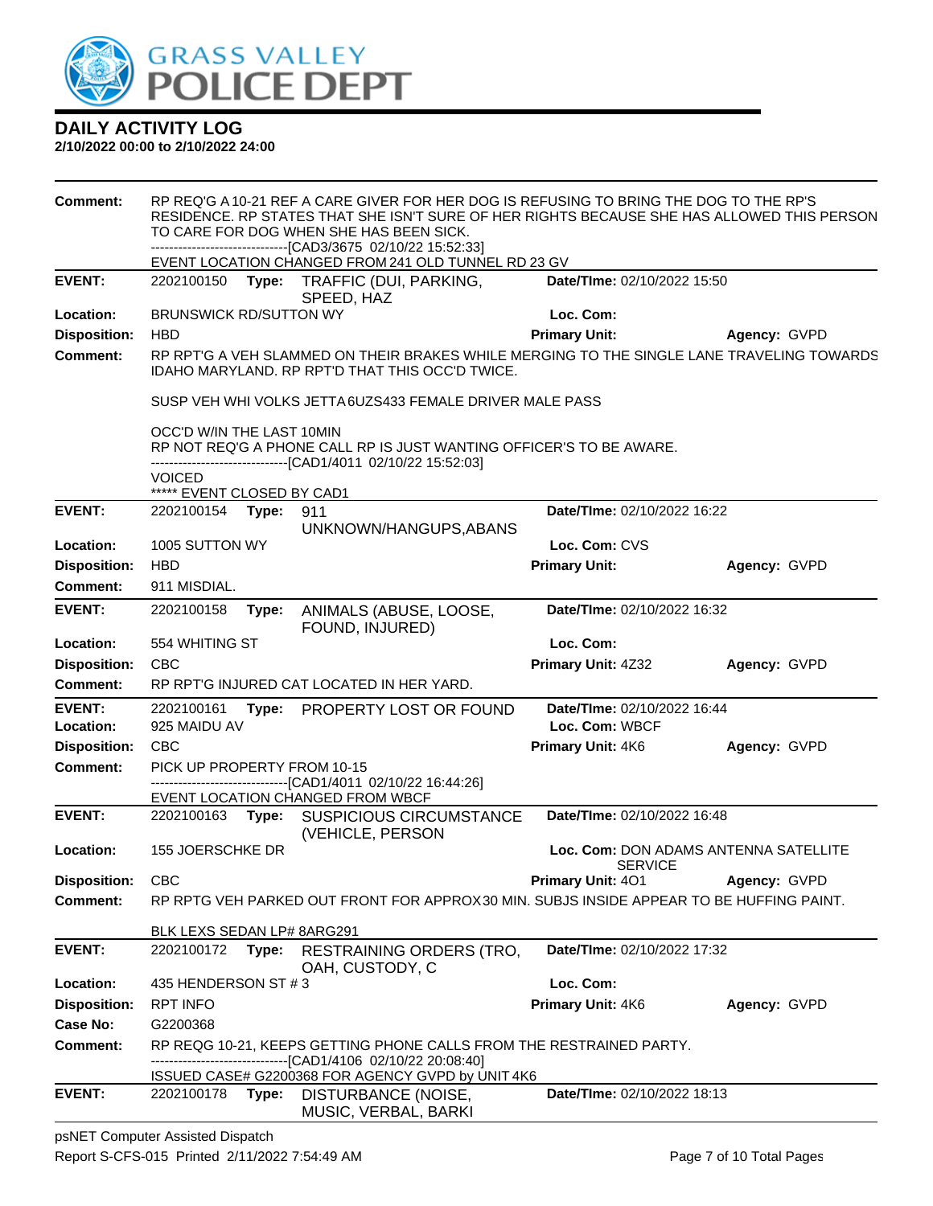# DAILY ACTIVITY LOG

**2/10/2022 00:00 to 2/10/2022 24:00**

**Comment:** RP REQ'G A 10-21 REF A CARE GIVER FOR HER DOG IS REFUSING TO BRING THE DOG TO THE RP'S RESIDENCE. RP STATES THAT SHE ISN'T SURE OF HER RIGHTS BECAUSE SHE HAS ALLOWED THIS PERSON TO CARE FOR DOG WHEN SHE HAS BEEN SICK.
------------------------------[CAD3/3675 02/10/22 15:52:33]
EVENT LOCATION CHANGED FROM 241 OLD TUNNEL RD 23 GV

---

**EVENT:** 2202100150 **Type:** TRAFFIC (DUI, PARKING, SPEED, HAZ **Date/TIme:** 02/10/2022 15:50
**Location:** BRUNSWICK RD/SUTTON WY **Loc. Com:**
**Disposition:** HBD **Primary Unit:** **Agency:** GVPD
**Comment:** RP RPT'G A VEH SLAMMED ON THEIR BRAKES WHILE MERGING TO THE SINGLE LANE TRAVELING TOWARDS IDAHO MARYLAND. RP RPT'D THAT THIS OCC'D TWICE.

SUSP VEH WHI VOLKS JETTA 6UZS433 FEMALE DRIVER MALE PASS

OCC'D W/IN THE LAST 10MIN
RP NOT REQ'G A PHONE CALL RP IS JUST WANTING OFFICER'S TO BE AWARE.
------------------------------[CAD1/4011 02/10/22 15:52:03]
VOICED
***** EVENT CLOSED BY CAD1

---

**EVENT:** 2202100154 **Type:** 911 UNKNOWN/HANGUPS,ABANS **Date/TIme:** 02/10/2022 16:22
**Location:** 1005 SUTTON WY **Loc. Com:** CVS
**Disposition:** HBD **Primary Unit:** **Agency:** GVPD
**Comment:** 911 MISDIAL.

---

**EVENT:** 2202100158 **Type:** ANIMALS (ABUSE, LOOSE, FOUND, INJURED) **Date/TIme:** 02/10/2022 16:32
**Location:** 554 WHITING ST **Loc. Com:**
**Disposition:** CBC **Primary Unit:** 4Z32 **Agency:** GVPD
**Comment:** RP RPT'G INJURED CAT LOCATED IN HER YARD.

---

**EVENT:** 2202100161 **Type:** PROPERTY LOST OR FOUND **Date/TIme:** 02/10/2022 16:44
**Location:** 925 MAIDU AV **Loc. Com:** WBCF
**Disposition:** CBC **Primary Unit:** 4K6 **Agency:** GVPD
**Comment:** PICK UP PROPERTY FROM 10-15
------------------------------[CAD1/4011 02/10/22 16:44:26]
EVENT LOCATION CHANGED FROM WBCF

---

**EVENT:** 2202100163 **Type:** SUSPICIOUS CIRCUMSTANCE (VEHICLE, PERSON **Date/TIme:** 02/10/2022 16:48
**Location:** 155 JOERSCHKE DR **Loc. Com:** DON ADAMS ANTENNA SATELLITE SERVICE
**Disposition:** CBC **Primary Unit:** 4O1 **Agency:** GVPD
**Comment:** RP RPTG VEH PARKED OUT FRONT FOR APPROX 30 MIN. SUBJS INSIDE APPEAR TO BE HUFFING PAINT.

BLK LEXS SEDAN LP# 8ARG291

---

**EVENT:** 2202100172 **Type:** RESTRAINING ORDERS (TRO, OAH, CUSTODY, C **Date/TIme:** 02/10/2022 17:32
**Location:** 435 HENDERSON ST # 3 **Loc. Com:**
**Disposition:** RPT INFO **Primary Unit:** 4K6 **Agency:** GVPD
**Case No:** G2200368
**Comment:** RP REQG 10-21, KEEPS GETTING PHONE CALLS FROM THE RESTRAINED PARTY.
------------------------------[CAD1/4106 02/10/22 20:08:40]
ISSUED CASE# G2200368 FOR AGENCY GVPD by UNIT 4K6

---

**EVENT:** 2202100178 **Type:** DISTURBANCE (NOISE, MUSIC, VERBAL, BARKI **Date/TIme:** 02/10/2022 18:13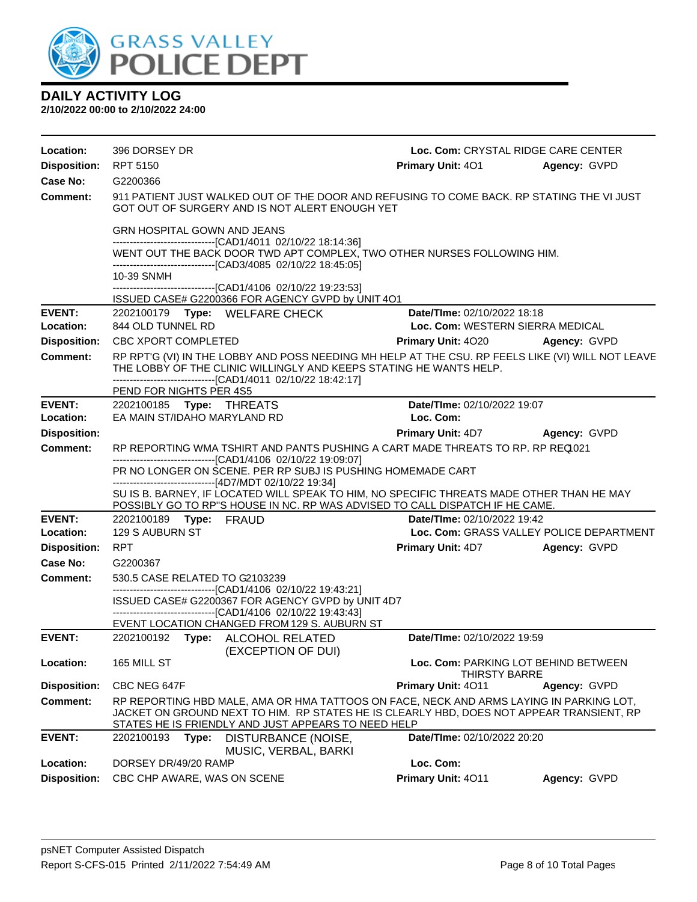# GRASS VALLEY POLICE DEPT

## DAILY ACTIVITY LOG

**2/10/2022 00:00 to 2/10/2022 24:00**

**Location:** 396 DORSEY DR | **Loc. Com:** CRYSTAL RIDGE CARE CENTER
**Disposition:** RPT 5150 | **Primary Unit:** 4O1 | **Agency:** GVPD
**Case No:** G2200366
**Comment:** 911 PATIENT JUST WALKED OUT OF THE DOOR AND REFUSING TO COME BACK. RP STATING THE VI JUST GOT OUT OF SURGERY AND IS NOT ALERT ENOUGH YET

GRN HOSPITAL GOWN AND JEANS
-------------------------------[CAD1/4011 02/10/22 18:14:36]
WENT OUT THE BACK DOOR TWD APT COMPLEX, TWO OTHER NURSES FOLLOWING HIM.
-------------------------------[CAD3/4085 02/10/22 18:45:05]
10-39 SNMH
-------------------------------[CAD1/4106 02/10/22 19:23:53]
ISSUED CASE# G2200366 FOR AGENCY GVPD by UNIT 4O1

---

**EVENT:** 2202100179 **Type:** WELFARE CHECK | **Date/TIme:** 02/10/2022 18:18
**Location:** 844 OLD TUNNEL RD | **Loc. Com:** WESTERN SIERRA MEDICAL
**Disposition:** CBC XPORT COMPLETED | **Primary Unit:** 4O20 | **Agency:** GVPD
**Comment:** RP RPT'G (VI) IN THE LOBBY AND POSS NEEDING MH HELP AT THE CSU. RP FEELS LIKE (VI) WILL NOT LEAVE THE LOBBY OF THE CLINIC WILLINGLY AND KEEPS STATING HE WANTS HELP.
-------------------------------[CAD1/4011 02/10/22 18:42:17]
PEND FOR NIGHTS PER 4S5

---

**EVENT:** 2202100185 **Type:** THREATS | **Date/TIme:** 02/10/2022 19:07
**Location:** EA MAIN ST/IDAHO MARYLAND RD | **Loc. Com:**
**Disposition:** | **Primary Unit:** 4D7 | **Agency:** GVPD
**Comment:** RP REPORTING WMA TSHIRT AND PANTS PUSHING A CART MADE THREATS TO RP. RP REQ1021
-------------------------------[CAD1/4106 02/10/22 19:09:07]
PR NO LONGER ON SCENE. PER RP SUBJ IS PUSHING HOMEMADE CART
-------------------------------[4D7/MDT 02/10/22 19:34]
SU IS B. BARNEY, IF LOCATED WILL SPEAK TO HIM, NO SPECIFIC THREATS MADE OTHER THAN HE MAY POSSIBLY GO TO RP"S HOUSE IN NC. RP WAS ADVISED TO CALL DISPATCH IF HE CAME.

---

**EVENT:** 2202100189 **Type:** FRAUD | **Date/TIme:** 02/10/2022 19:42
**Location:** 129 S AUBURN ST | **Loc. Com:** GRASS VALLEY POLICE DEPARTMENT
**Disposition:** RPT | **Primary Unit:** 4D7 | **Agency:** GVPD
**Case No:** G2200367
**Comment:** 530.5 CASE RELATED TO G2103239
-------------------------------[CAD1/4106 02/10/22 19:43:21]
ISSUED CASE# G2200367 FOR AGENCY GVPD by UNIT 4D7
-------------------------------[CAD1/4106 02/10/22 19:43:43]
EVENT LOCATION CHANGED FROM 129 S. AUBURN ST

---

**EVENT:** 2202100192 **Type:** ALCOHOL RELATED (EXCEPTION OF DUI) | **Date/TIme:** 02/10/2022 19:59
**Location:** 165 MILL ST | **Loc. Com:** PARKING LOT BEHIND BETWEEN THIRSTY BARRE
**Disposition:** CBC NEG 647F | **Primary Unit:** 4O11 | **Agency:** GVPD
**Comment:** RP REPORTING HBD MALE, AMA OR HMA TATTOOS ON FACE, NECK AND ARMS LAYING IN PARKING LOT, JACKET ON GROUND NEXT TO HIM. RP STATES HE IS CLEARLY HBD, DOES NOT APPEAR TRANSIENT, RP STATES HE IS FRIENDLY AND JUST APPEARS TO NEED HELP

---

**EVENT:** 2202100193 **Type:** DISTURBANCE (NOISE, MUSIC, VERBAL, BARKI | **Date/TIme:** 02/10/2022 20:20
**Location:** DORSEY DR/49/20 RAMP | **Loc. Com:**
**Disposition:** CBC CHP AWARE, WAS ON SCENE | **Primary Unit:** 4O11 | **Agency:** GVPD

psNET Computer Assisted Dispatch
Report S-CFS-015 Printed 2/11/2022 7:54:49 AM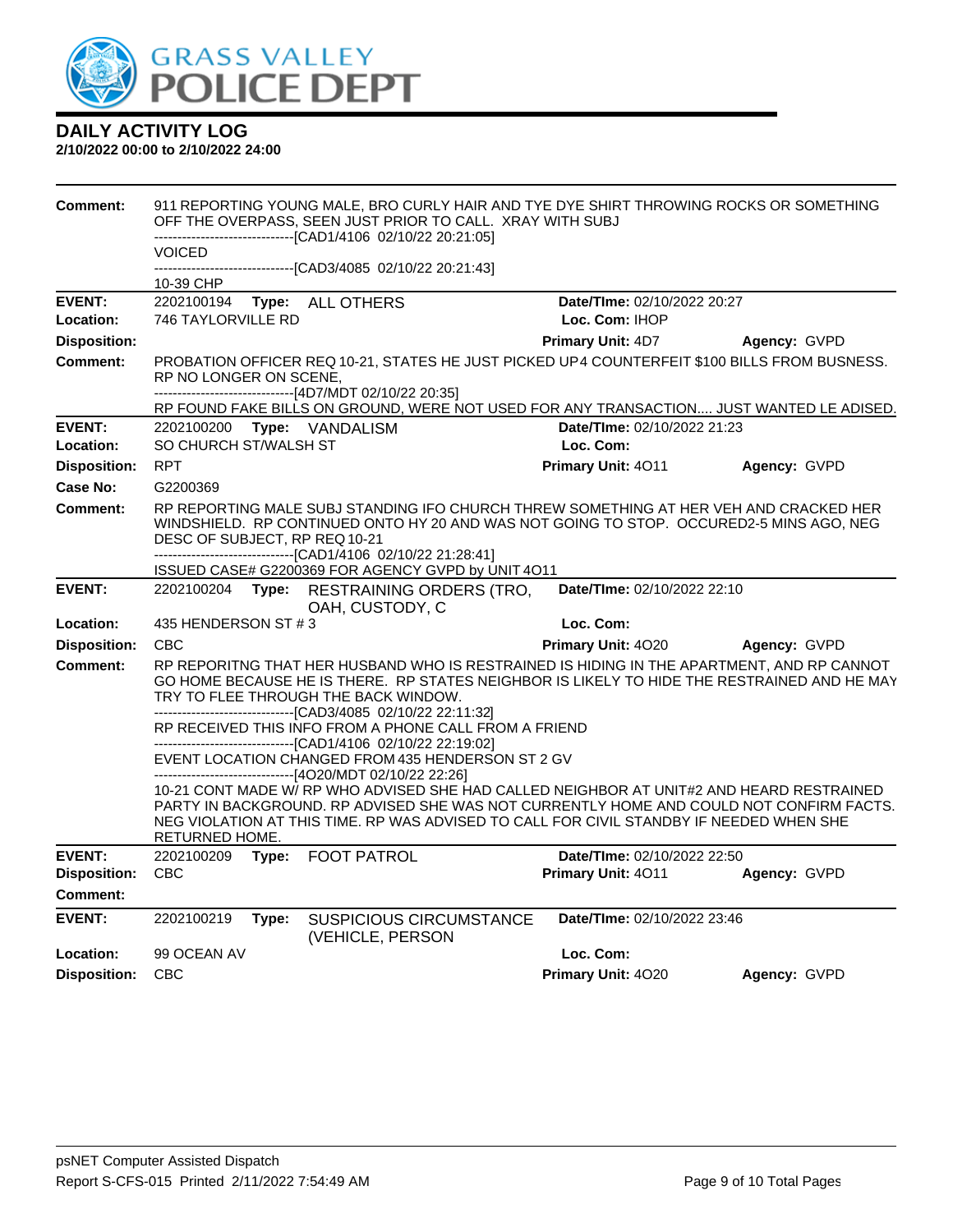# GRASS VALLEY POLICE DEPT

## DAILY ACTIVITY LOG

**2/10/2022 00:00 to 2/10/2022 24:00**

**Comment:** 911 REPORTING YOUNG MALE, BRO CURLY HAIR AND TYE DYE SHIRT THROWING ROCKS OR SOMETHING OFF THE OVERPASS, SEEN JUST PRIOR TO CALL. XRAY WITH SUBJ
------------------------------[CAD1/4106 02/10/22 20:21:05]
VOICED
------------------------------[CAD3/4085 02/10/22 20:21:43]
10-39 CHP

---

**EVENT:** 2202100194 **Type:** ALL OTHERS **Date/TIme:** 02/10/2022 20:27
**Location:** 746 TAYLORVILLE RD **Loc. Com:** IHOP
**Disposition:** **Primary Unit:** 4D7 **Agency:** GVPD
**Comment:** PROBATION OFFICER REQ 10-21, STATES HE JUST PICKED UP4 COUNTERFEIT $100 BILLS FROM BUSNESS. RP NO LONGER ON SCENE,
------------------------------[4D7/MDT 02/10/22 20:35]
RP FOUND FAKE BILLS ON GROUND, WERE NOT USED FOR ANY TRANSACTION.... JUST WANTED LE ADISED.

---

**EVENT:** 2202100200 **Type:** VANDALISM **Date/TIme:** 02/10/2022 21:23
**Location:** SO CHURCH ST/WALSH ST **Loc. Com:**
**Disposition:** RPT **Primary Unit:** 4O11 **Agency:** GVPD
**Case No:** G2200369
**Comment:** RP REPORTING MALE SUBJ STANDING IFO CHURCH THREW SOMETHING AT HER VEH AND CRACKED HER WINDSHIELD. RP CONTINUED ONTO HY 20 AND WAS NOT GOING TO STOP. OCCURED2-5 MINS AGO, NEG DESC OF SUBJECT, RP REQ 10-21
------------------------------[CAD1/4106 02/10/22 21:28:41]
ISSUED CASE# G2200369 FOR AGENCY GVPD by UNIT 4O11

---

**EVENT:** 2202100204 **Type:** RESTRAINING ORDERS (TRO, OAH, CUSTODY, C **Date/TIme:** 02/10/2022 22:10
**Location:** 435 HENDERSON ST # 3 **Loc. Com:**
**Disposition:** CBC **Primary Unit:** 4O20 **Agency:** GVPD
**Comment:** RP REPORITNG THAT HER HUSBAND WHO IS RESTRAINED IS HIDING IN THE APARTMENT, AND RP CANNOT GO HOME BECAUSE HE IS THERE. RP STATES NEIGHBOR IS LIKELY TO HIDE THE RESTRAINED AND HE MAY TRY TO FLEE THROUGH THE BACK WINDOW.
------------------------------[CAD3/4085 02/10/22 22:11:32]
RP RECEIVED THIS INFO FROM A PHONE CALL FROM A FRIEND
------------------------------[CAD1/4106 02/10/22 22:19:02]
EVENT LOCATION CHANGED FROM 435 HENDERSON ST 2 GV
------------------------------[4O20/MDT 02/10/22 22:26]
10-21 CONT MADE W/ RP WHO ADVISED SHE HAD CALLED NEIGHBOR AT UNIT#2 AND HEARD RESTRAINED PARTY IN BACKGROUND. RP ADVISED SHE WAS NOT CURRENTLY HOME AND COULD NOT CONFIRM FACTS. NEG VIOLATION AT THIS TIME. RP WAS ADVISED TO CALL FOR CIVIL STANDBY IF NEEDED WHEN SHE RETURNED HOME.

---

**EVENT:** 2202100209 **Type:** FOOT PATROL **Date/TIme:** 02/10/2022 22:50
**Disposition:** CBC **Primary Unit:** 4O11 **Agency:** GVPD
**Comment:**

---

**EVENT:** 2202100219 **Type:** SUSPICIOUS CIRCUMSTANCE (VEHICLE, PERSON **Date/TIme:** 02/10/2022 23:46
**Location:** 99 OCEAN AV **Loc. Com:**
**Disposition:** CBC **Primary Unit:** 4O20 **Agency:** GVPD

psNET Computer Assisted Dispatch
Report S-CFS-015 Printed 2/11/2022 7:54:49 AM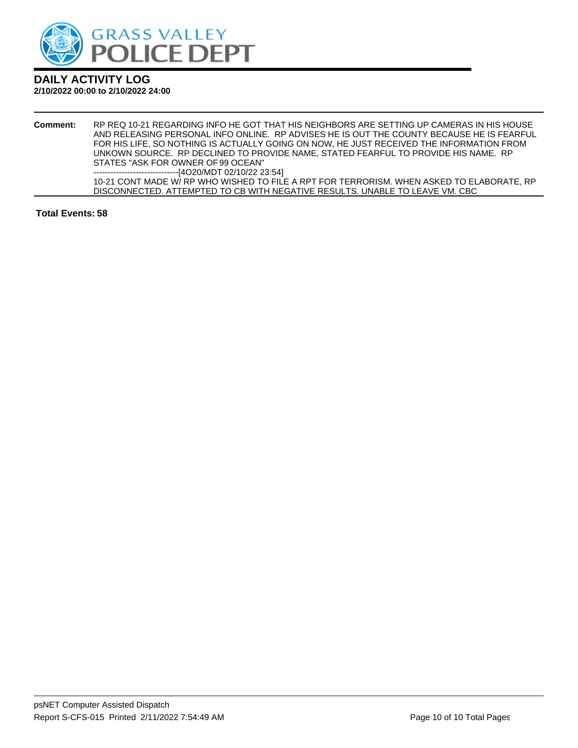**Comment:** RP REQ 10-21 REGARDING INFO HE GOT THAT HIS NEIGHBORS ARE SETTING UP CAMERAS IN HIS HOUSE AND RELEASING PERSONAL INFO ONLINE. RP ADVISES HE IS OUT THE COUNTY BECAUSE HE IS FEARFUL FOR HIS LIFE, SO NOTHING IS ACTUALLY GOING ON NOW, HE JUST RECEIVED THE INFORMATION FROM UNKOWN SOURCE. RP DECLINED TO PROVIDE NAME, STATED FEARFUL TO PROVIDE HIS NAME. RP STATES "ASK FOR OWNER OF 99 OCEAN"
------------------------------[4O20/MDT 02/10/22 23:54]
10-21 CONT MADE W/ RP WHO WISHED TO FILE A RPT FOR TERRORISM. WHEN ASKED TO ELABORATE, RP DISCONNECTED. ATTEMPTED TO CB WITH NEGATIVE RESULTS. UNABLE TO LEAVE VM. CBC

**Total Events: 58**